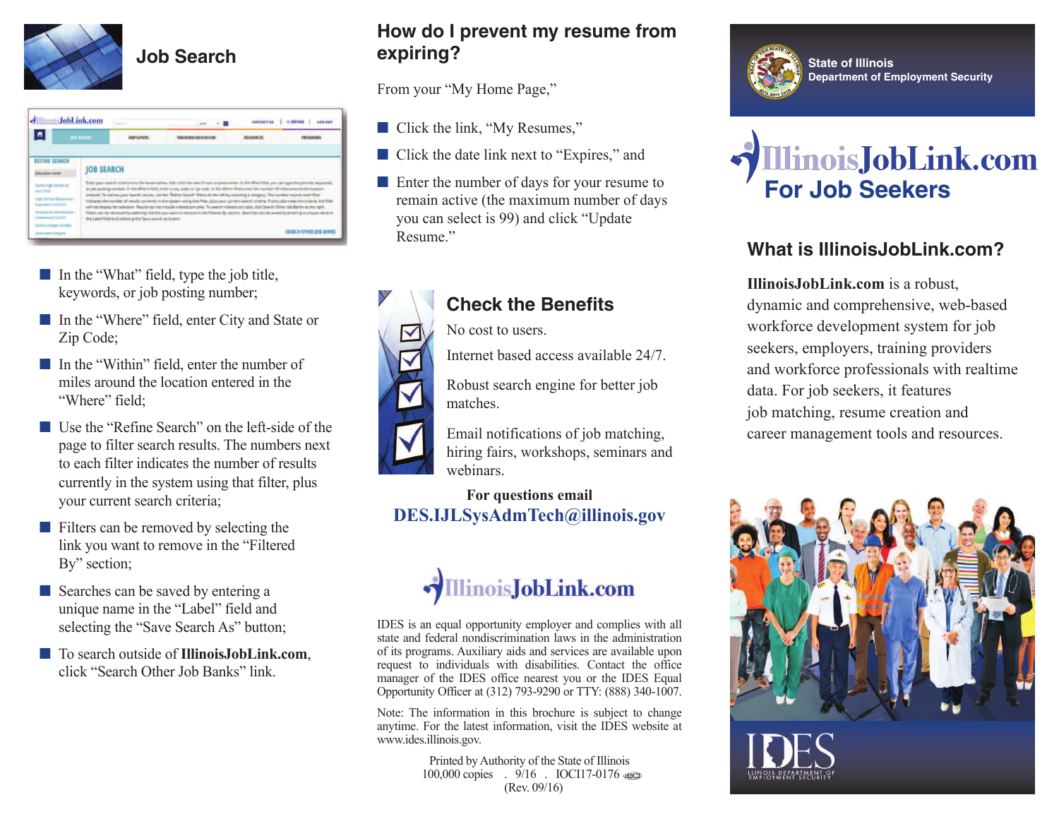## Job Search

- In the "What" field, type the job title, keywords, or job posting number;
- In the "Where" field, enter City and State or Zip Code;
- In the "Within" field, enter the number of miles around the location entered in the "Where" field;
- Use the "Refine Search" on the left-side of the page to filter search results. The numbers next to each filter indicates the number of results currently in the system using that filter, plus your current search criteria;
- Filters can be removed by selecting the link you want to remove in the "Filtered By" section;
- Searches can be saved by entering a unique name in the "Label" field and selecting the "Save Search As" button;
- To search outside of **IllinoisJobLink.com**, click "Search Other Job Banks" link.

## How do I prevent my resume from expiring?

From your "My Home Page,"

- Click the link, "My Resumes,"
- Click the date link next to "Expires," and
- Enter the number of days for your resume to remain active (the maximum number of days you can select is 99) and click "Update Resume."

## Check the Benefits

No cost to users.

Internet based access available 24/7.

Robust search engine for better job matches.

Email notifications of job matching, hiring fairs, workshops, seminars and webinars.

**For questions email**
**DES.IJLSysAdmTech@illinois.gov**

IllinoisJobLink.com

IDES is an equal opportunity employer and complies with all state and federal nondiscrimination laws in the administration of its programs. Auxiliary aids and services are available upon request to individuals with disabilities. Contact the office manager of the IDES office nearest you or the IDES Equal Opportunity Officer at (312) 793-9290 or TTY: (888) 340-1007.

Note: The information in this brochure is subject to change anytime. For the latest information, visit the IDES website at www.ides.illinois.gov.

Printed by Authority of the State of Illinois
100,000 copies . 9/16 . IOCI17-0176
(Rev. 09/16)

State of Illinois
Department of Employment Security

# IllinoisJobLink.com
# For Job Seekers

## What is IllinoisJobLink.com?

**IllinoisJobLink.com** is a robust, dynamic and comprehensive, web-based workforce development system for job seekers, employers, training providers and workforce professionals with realtime data. For job seekers, it features job matching, resume creation and career management tools and resources.

IDES
ILLINOIS DEPARTMENT OF EMPLOYMENT SECURITY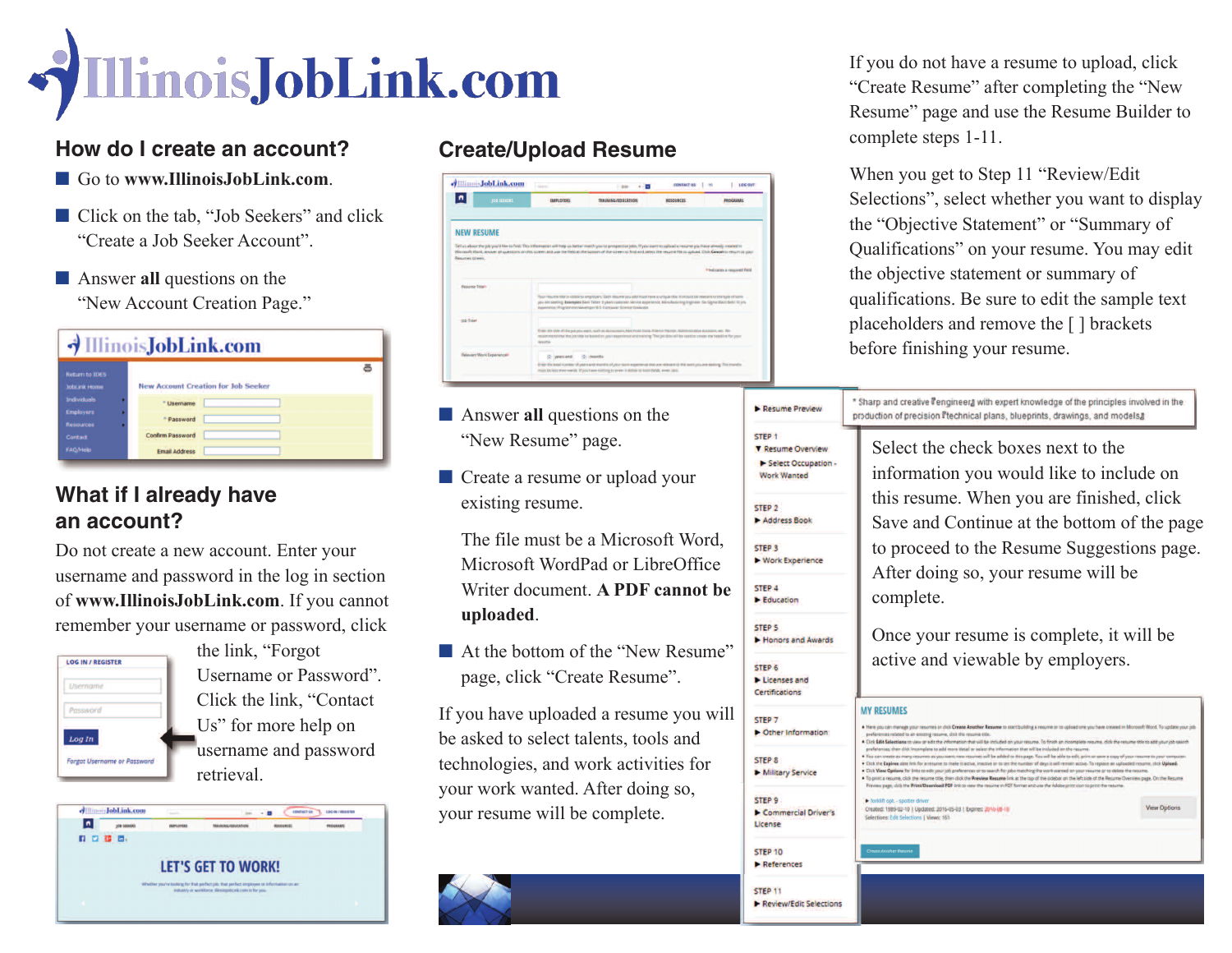# IllinoisJobLink.com

## How do I create an account?

- Go to **www.IllinoisJobLink.com**.
- Click on the tab, "Job Seekers" and click "Create a Job Seeker Account".
- Answer **all** questions on the "New Account Creation Page."

## What if I already have an account?

Do not create a new account. Enter your username and password in the log in section of **www.IllinoisJobLink.com**. If you cannot remember your username or password, click the link, "Forgot Username or Password". Click the link, "Contact Us" for more help on username and password retrieval.

## Create/Upload Resume

- Answer **all** questions on the "New Resume" page.
- Create a resume or upload your existing resume.

  The file must be a Microsoft Word, Microsoft WordPad or LibreOffice Writer document. **A PDF cannot be uploaded**.

- At the bottom of the "New Resume" page, click "Create Resume".

If you have uploaded a resume you will be asked to select talents, tools and technologies, and work activities for your work wanted. After doing so, your resume will be complete.

If you do not have a resume to upload, click "Create Resume" after completing the "New Resume" page and use the Resume Builder to complete steps 1-11.

When you get to Step 11 "Review/Edit Selections", select whether you want to display the "Objective Statement" or "Summary of Qualifications" on your resume. You may edit the objective statement or summary of qualifications. Be sure to edit the sample text placeholders and remove the [ ] brackets before finishing your resume.

Select the check boxes next to the information you would like to include on this resume. When you are finished, click Save and Continue at the bottom of the page to proceed to the Resume Suggestions page. After doing so, your resume will be complete.

Once your resume is complete, it will be active and viewable by employers.